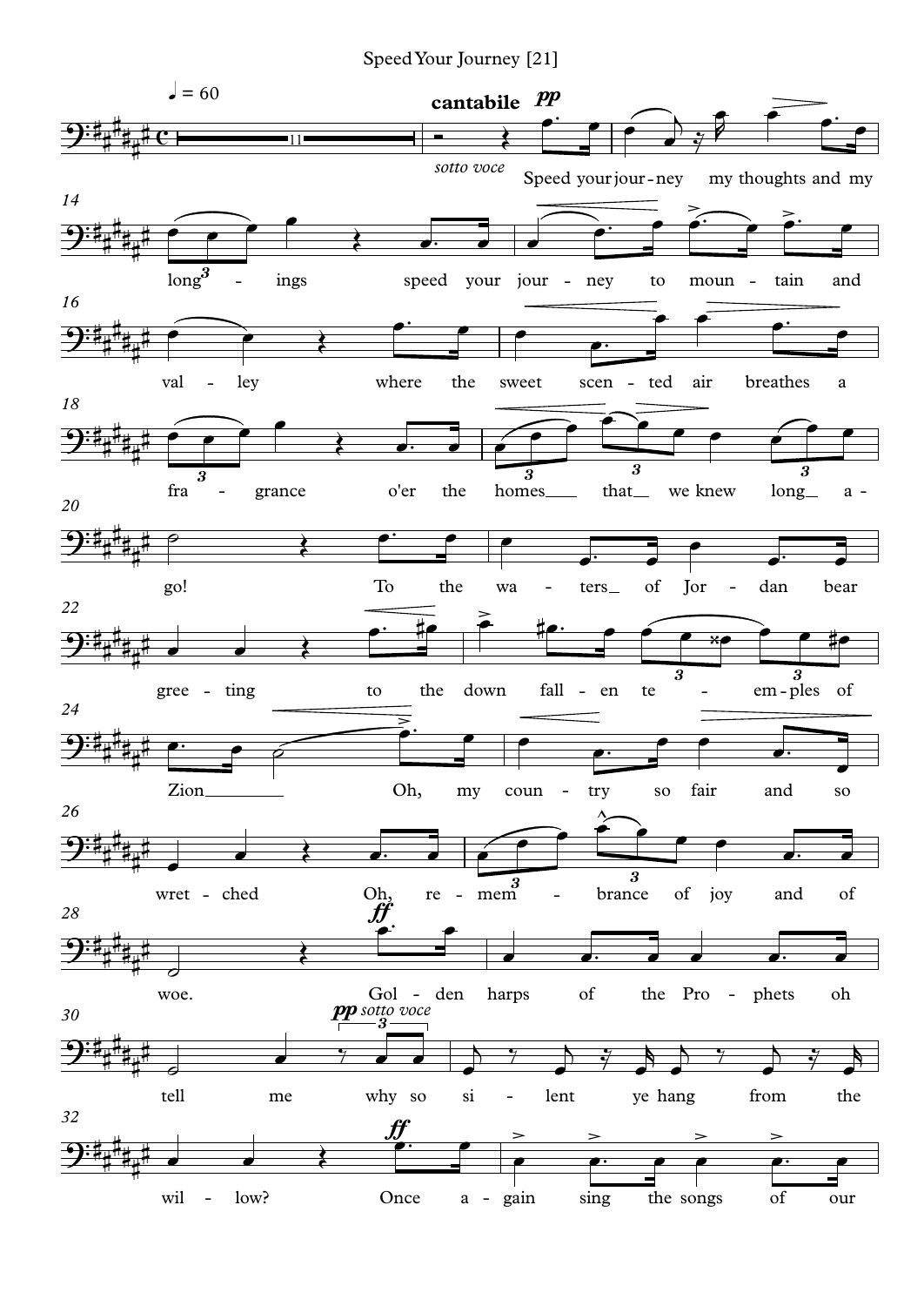Speed Your Journey [21]

♩ = 60

**cantabile** *pp*

*sotto voce*

Speed your jour-ney my thoughts and my long - ings speed your jour - ney to moun - tain and val - ley where the sweet scen - ted air breathes a fra - grance o'er the homes that we knew long a - go! To the wa - ters of Jor - dan bear gree - ting to the down fall - en te - em - ples of Zion Oh, my coun - try so fair and so wret - ched Oh, re - mem - brance of joy and of woe. Gol - den harps of the Pro - phets oh tell me why so si - lent ye hang from the wil - low? Once a - gain sing the songs of our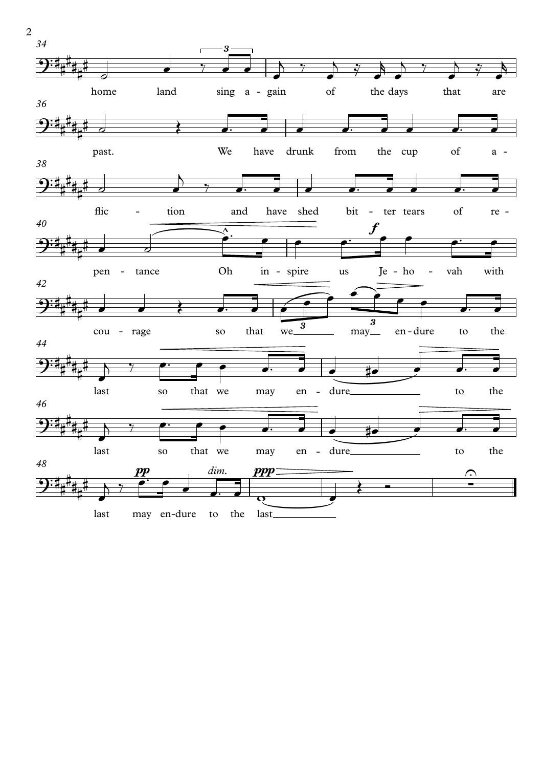home land sing a - gain of the days that are

past. We have drunk from the cup of a -

flic - tion and have shed bit - ter tears of re -

pen - tance Oh in - spire us Je - ho - vah with

cou - rage so that we may en - dure to the

last so that we may en - dure to the

last so that we may en - dure to the

last may en - dure to the last